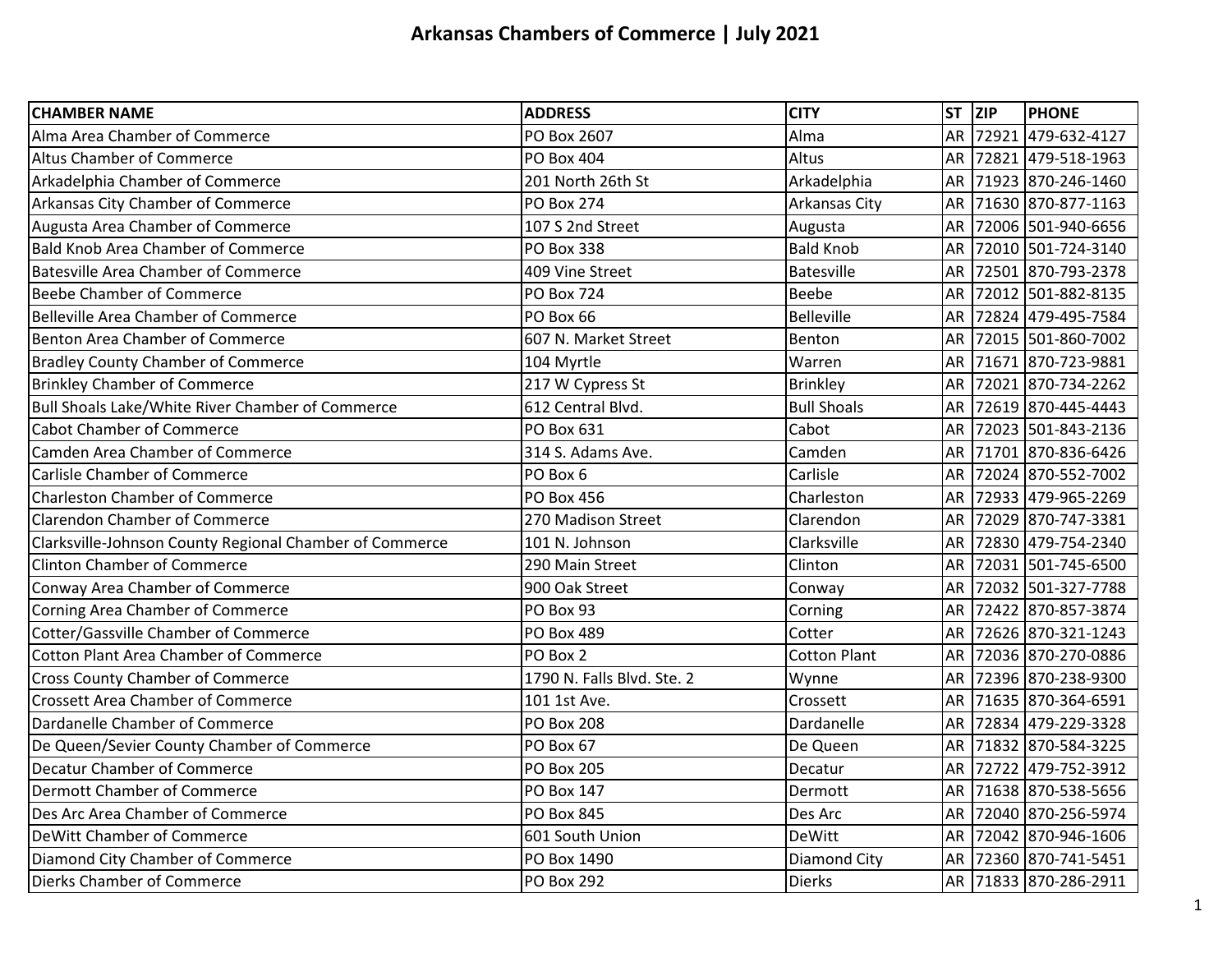# Arkansas Chambers of Commerce | July 2021

| CHAMBER NAME | ADDRESS | CITY | ST | ZIP | PHONE |
|---|---|---|---|---|---|
| Alma Area Chamber of Commerce | PO Box 2607 | Alma | AR | 72921 | 479-632-4127 |
| Altus Chamber of Commerce | PO Box 404 | Altus | AR | 72821 | 479-518-1963 |
| Arkadelphia Chamber of Commerce | 201 North 26th St | Arkadelphia | AR | 71923 | 870-246-1460 |
| Arkansas City Chamber of Commerce | PO Box 274 | Arkansas City | AR | 71630 | 870-877-1163 |
| Augusta Area Chamber of Commerce | 107 S 2nd Street | Augusta | AR | 72006 | 501-940-6656 |
| Bald Knob Area Chamber of Commerce | PO Box 338 | Bald Knob | AR | 72010 | 501-724-3140 |
| Batesville Area Chamber of Commerce | 409 Vine Street | Batesville | AR | 72501 | 870-793-2378 |
| Beebe Chamber of Commerce | PO Box 724 | Beebe | AR | 72012 | 501-882-8135 |
| Belleville Area Chamber of Commerce | PO Box 66 | Belleville | AR | 72824 | 479-495-7584 |
| Benton Area Chamber of Commerce | 607 N. Market Street | Benton | AR | 72015 | 501-860-7002 |
| Bradley County Chamber of Commerce | 104 Myrtle | Warren | AR | 71671 | 870-723-9881 |
| Brinkley Chamber of Commerce | 217 W Cypress St | Brinkley | AR | 72021 | 870-734-2262 |
| Bull Shoals Lake/White River Chamber of Commerce | 612 Central Blvd. | Bull Shoals | AR | 72619 | 870-445-4443 |
| Cabot Chamber of Commerce | PO Box 631 | Cabot | AR | 72023 | 501-843-2136 |
| Camden Area Chamber of Commerce | 314 S. Adams Ave. | Camden | AR | 71701 | 870-836-6426 |
| Carlisle Chamber of Commerce | PO Box 6 | Carlisle | AR | 72024 | 870-552-7002 |
| Charleston Chamber of Commerce | PO Box 456 | Charleston | AR | 72933 | 479-965-2269 |
| Clarendon Chamber of Commerce | 270 Madison Street | Clarendon | AR | 72029 | 870-747-3381 |
| Clarksville-Johnson County Regional Chamber of Commerce | 101 N. Johnson | Clarksville | AR | 72830 | 479-754-2340 |
| Clinton Chamber of Commerce | 290 Main Street | Clinton | AR | 72031 | 501-745-6500 |
| Conway Area Chamber of Commerce | 900 Oak Street | Conway | AR | 72032 | 501-327-7788 |
| Corning Area Chamber of Commerce | PO Box 93 | Corning | AR | 72422 | 870-857-3874 |
| Cotter/Gassville Chamber of Commerce | PO Box 489 | Cotter | AR | 72626 | 870-321-1243 |
| Cotton Plant Area Chamber of Commerce | PO Box 2 | Cotton Plant | AR | 72036 | 870-270-0886 |
| Cross County Chamber of Commerce | 1790 N. Falls Blvd. Ste. 2 | Wynne | AR | 72396 | 870-238-9300 |
| Crossett Area Chamber of Commerce | 101 1st Ave. | Crossett | AR | 71635 | 870-364-6591 |
| Dardanelle Chamber of Commerce | PO Box 208 | Dardanelle | AR | 72834 | 479-229-3328 |
| De Queen/Sevier County Chamber of Commerce | PO Box 67 | De Queen | AR | 71832 | 870-584-3225 |
| Decatur Chamber of Commerce | PO Box 205 | Decatur | AR | 72722 | 479-752-3912 |
| Dermott Chamber of Commerce | PO Box 147 | Dermott | AR | 71638 | 870-538-5656 |
| Des Arc Area Chamber of Commerce | PO Box 845 | Des Arc | AR | 72040 | 870-256-5974 |
| DeWitt Chamber of Commerce | 601 South Union | DeWitt | AR | 72042 | 870-946-1606 |
| Diamond City Chamber of Commerce | PO Box 1490 | Diamond City | AR | 72360 | 870-741-5451 |
| Dierks Chamber of Commerce | PO Box 292 | Dierks | AR | 71833 | 870-286-2911 |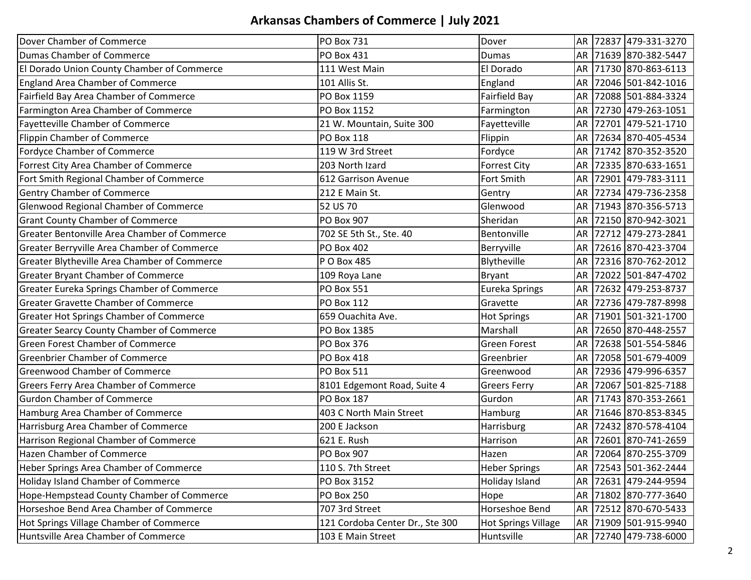# Arkansas Chambers of Commerce | July 2021

| | | | | | |
|---|---|---|---|---|---|
| Dover Chamber of Commerce | PO Box 731 | Dover | AR | 72837 | 479-331-3270 |
| Dumas Chamber of Commerce | PO Box 431 | Dumas | AR | 71639 | 870-382-5447 |
| El Dorado Union County Chamber of Commerce | 111 West Main | El Dorado | AR | 71730 | 870-863-6113 |
| England Area Chamber of Commerce | 101 Allis St. | England | AR | 72046 | 501-842-1016 |
| Fairfield Bay Area Chamber of Commerce | PO Box 1159 | Fairfield Bay | AR | 72088 | 501-884-3324 |
| Farmington Area Chamber of Commerce | PO Box 1152 | Farmington | AR | 72730 | 479-263-1051 |
| Fayetteville Chamber of Commerce | 21 W. Mountain, Suite 300 | Fayetteville | AR | 72701 | 479-521-1710 |
| Flippin Chamber of Commerce | PO Box 118 | Flippin | AR | 72634 | 870-405-4534 |
| Fordyce Chamber of Commerce | 119 W 3rd Street | Fordyce | AR | 71742 | 870-352-3520 |
| Forrest City Area Chamber of Commerce | 203 North Izard | Forrest City | AR | 72335 | 870-633-1651 |
| Fort Smith Regional Chamber of Commerce | 612 Garrison Avenue | Fort Smith | AR | 72901 | 479-783-3111 |
| Gentry Chamber of Commerce | 212 E Main St. | Gentry | AR | 72734 | 479-736-2358 |
| Glenwood Regional Chamber of Commerce | 52 US 70 | Glenwood | AR | 71943 | 870-356-5713 |
| Grant County Chamber of Commerce | PO Box 907 | Sheridan | AR | 72150 | 870-942-3021 |
| Greater Bentonville Area Chamber of Commerce | 702 SE 5th St., Ste. 40 | Bentonville | AR | 72712 | 479-273-2841 |
| Greater Berryville Area Chamber of Commerce | PO Box 402 | Berryville | AR | 72616 | 870-423-3704 |
| Greater Blytheville Area Chamber of Commerce | P O Box 485 | Blytheville | AR | 72316 | 870-762-2012 |
| Greater Bryant Chamber of Commerce | 109 Roya Lane | Bryant | AR | 72022 | 501-847-4702 |
| Greater Eureka Springs Chamber of Commerce | PO Box 551 | Eureka Springs | AR | 72632 | 479-253-8737 |
| Greater Gravette Chamber of Commerce | PO Box 112 | Gravette | AR | 72736 | 479-787-8998 |
| Greater Hot Springs Chamber of Commerce | 659 Ouachita Ave. | Hot Springs | AR | 71901 | 501-321-1700 |
| Greater Searcy County Chamber of Commerce | PO Box 1385 | Marshall | AR | 72650 | 870-448-2557 |
| Green Forest Chamber of Commerce | PO Box 376 | Green Forest | AR | 72638 | 501-554-5846 |
| Greenbrier Chamber of Commerce | PO Box 418 | Greenbrier | AR | 72058 | 501-679-4009 |
| Greenwood Chamber of Commerce | PO Box 511 | Greenwood | AR | 72936 | 479-996-6357 |
| Greers Ferry Area Chamber of Commerce | 8101 Edgemont Road, Suite 4 | Greers Ferry | AR | 72067 | 501-825-7188 |
| Gurdon Chamber of Commerce | PO Box 187 | Gurdon | AR | 71743 | 870-353-2661 |
| Hamburg Area Chamber of Commerce | 403 C North Main Street | Hamburg | AR | 71646 | 870-853-8345 |
| Harrisburg Area Chamber of Commerce | 200 E Jackson | Harrisburg | AR | 72432 | 870-578-4104 |
| Harrison Regional Chamber of Commerce | 621 E. Rush | Harrison | AR | 72601 | 870-741-2659 |
| Hazen Chamber of Commerce | PO Box 907 | Hazen | AR | 72064 | 870-255-3709 |
| Heber Springs Area Chamber of Commerce | 110 S. 7th Street | Heber Springs | AR | 72543 | 501-362-2444 |
| Holiday Island Chamber of Commerce | PO Box 3152 | Holiday Island | AR | 72631 | 479-244-9594 |
| Hope-Hempstead County Chamber of Commerce | PO Box 250 | Hope | AR | 71802 | 870-777-3640 |
| Horseshoe Bend Area Chamber of Commerce | 707 3rd Street | Horseshoe Bend | AR | 72512 | 870-670-5433 |
| Hot Springs Village Chamber of Commerce | 121 Cordoba Center Dr., Ste 300 | Hot Springs Village | AR | 71909 | 501-915-9940 |
| Huntsville Area Chamber of Commerce | 103 E Main Street | Huntsville | AR | 72740 | 479-738-6000 |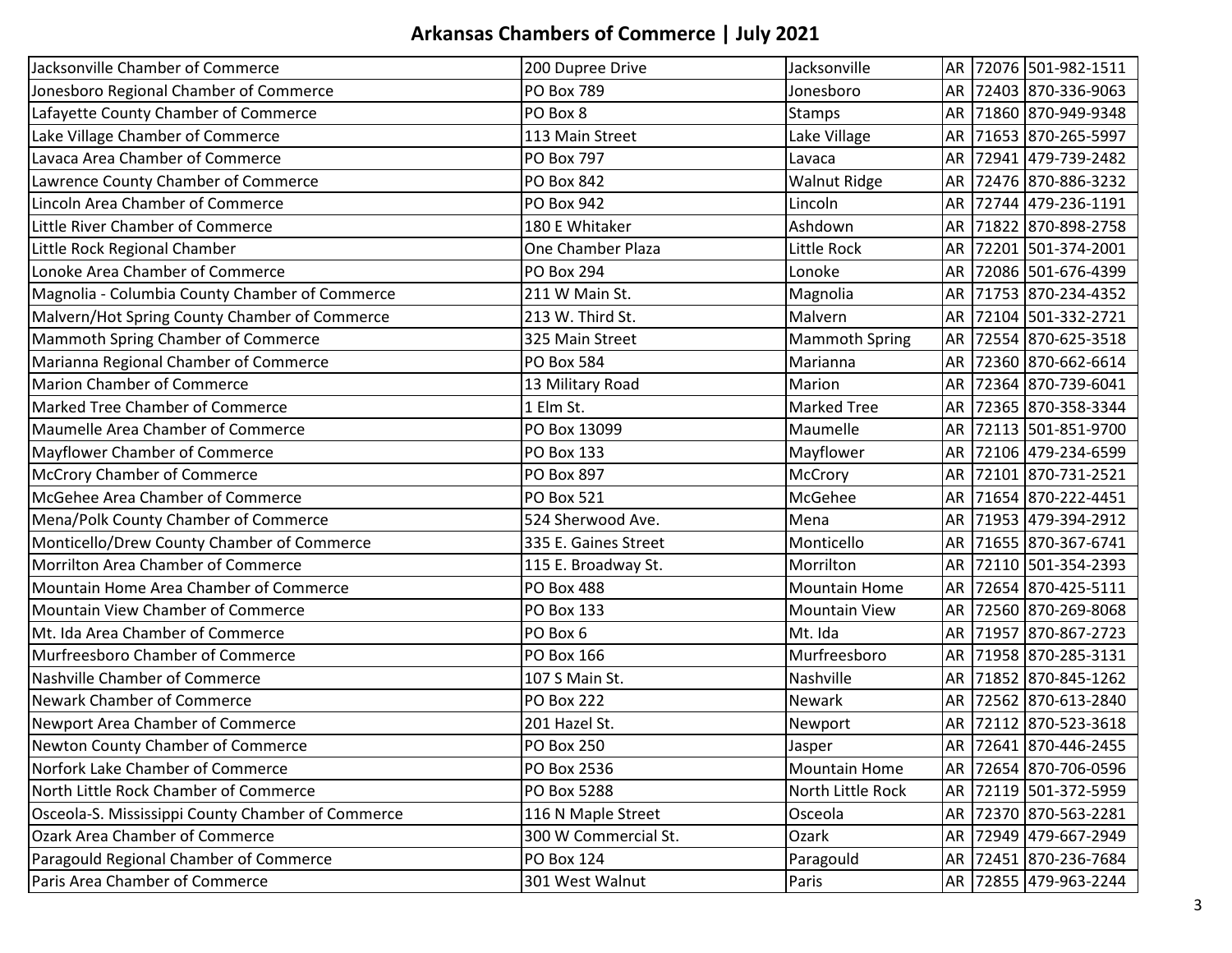# Arkansas Chambers of Commerce | July 2021

| | | | | | |
|---|---|---|---|---|---|
| Jacksonville Chamber of Commerce | 200 Dupree Drive | Jacksonville | AR | 72076 | 501-982-1511 |
| Jonesboro Regional Chamber of Commerce | PO Box 789 | Jonesboro | AR | 72403 | 870-336-9063 |
| Lafayette County Chamber of Commerce | PO Box 8 | Stamps | AR | 71860 | 870-949-9348 |
| Lake Village Chamber of Commerce | 113 Main Street | Lake Village | AR | 71653 | 870-265-5997 |
| Lavaca Area Chamber of Commerce | PO Box 797 | Lavaca | AR | 72941 | 479-739-2482 |
| Lawrence County Chamber of Commerce | PO Box 842 | Walnut Ridge | AR | 72476 | 870-886-3232 |
| Lincoln Area Chamber of Commerce | PO Box 942 | Lincoln | AR | 72744 | 479-236-1191 |
| Little River Chamber of Commerce | 180 E Whitaker | Ashdown | AR | 71822 | 870-898-2758 |
| Little Rock Regional Chamber | One Chamber Plaza | Little Rock | AR | 72201 | 501-374-2001 |
| Lonoke Area Chamber of Commerce | PO Box 294 | Lonoke | AR | 72086 | 501-676-4399 |
| Magnolia - Columbia County Chamber of Commerce | 211 W Main St. | Magnolia | AR | 71753 | 870-234-4352 |
| Malvern/Hot Spring County Chamber of Commerce | 213 W. Third St. | Malvern | AR | 72104 | 501-332-2721 |
| Mammoth Spring Chamber of Commerce | 325 Main Street | Mammoth Spring | AR | 72554 | 870-625-3518 |
| Marianna Regional Chamber of Commerce | PO Box 584 | Marianna | AR | 72360 | 870-662-6614 |
| Marion Chamber of Commerce | 13 Military Road | Marion | AR | 72364 | 870-739-6041 |
| Marked Tree Chamber of Commerce | 1 Elm St. | Marked Tree | AR | 72365 | 870-358-3344 |
| Maumelle Area Chamber of Commerce | PO Box 13099 | Maumelle | AR | 72113 | 501-851-9700 |
| Mayflower Chamber of Commerce | PO Box 133 | Mayflower | AR | 72106 | 479-234-6599 |
| McCrory Chamber of Commerce | PO Box 897 | McCrory | AR | 72101 | 870-731-2521 |
| McGehee Area Chamber of Commerce | PO Box 521 | McGehee | AR | 71654 | 870-222-4451 |
| Mena/Polk County Chamber of Commerce | 524 Sherwood Ave. | Mena | AR | 71953 | 479-394-2912 |
| Monticello/Drew County Chamber of Commerce | 335 E. Gaines Street | Monticello | AR | 71655 | 870-367-6741 |
| Morrilton Area Chamber of Commerce | 115 E. Broadway St. | Morrilton | AR | 72110 | 501-354-2393 |
| Mountain Home Area Chamber of Commerce | PO Box 488 | Mountain Home | AR | 72654 | 870-425-5111 |
| Mountain View Chamber of Commerce | PO Box 133 | Mountain View | AR | 72560 | 870-269-8068 |
| Mt. Ida Area Chamber of Commerce | PO Box 6 | Mt. Ida | AR | 71957 | 870-867-2723 |
| Murfreesboro Chamber of Commerce | PO Box 166 | Murfreesboro | AR | 71958 | 870-285-3131 |
| Nashville Chamber of Commerce | 107 S Main St. | Nashville | AR | 71852 | 870-845-1262 |
| Newark Chamber of Commerce | PO Box 222 | Newark | AR | 72562 | 870-613-2840 |
| Newport Area Chamber of Commerce | 201 Hazel St. | Newport | AR | 72112 | 870-523-3618 |
| Newton County Chamber of Commerce | PO Box 250 | Jasper | AR | 72641 | 870-446-2455 |
| Norfork Lake Chamber of Commerce | PO Box 2536 | Mountain Home | AR | 72654 | 870-706-0596 |
| North Little Rock Chamber of Commerce | PO Box 5288 | North Little Rock | AR | 72119 | 501-372-5959 |
| Osceola-S. Mississippi County Chamber of Commerce | 116 N Maple Street | Osceola | AR | 72370 | 870-563-2281 |
| Ozark Area Chamber of Commerce | 300 W Commercial St. | Ozark | AR | 72949 | 479-667-2949 |
| Paragould Regional Chamber of Commerce | PO Box 124 | Paragould | AR | 72451 | 870-236-7684 |
| Paris Area Chamber of Commerce | 301 West Walnut | Paris | AR | 72855 | 479-963-2244 |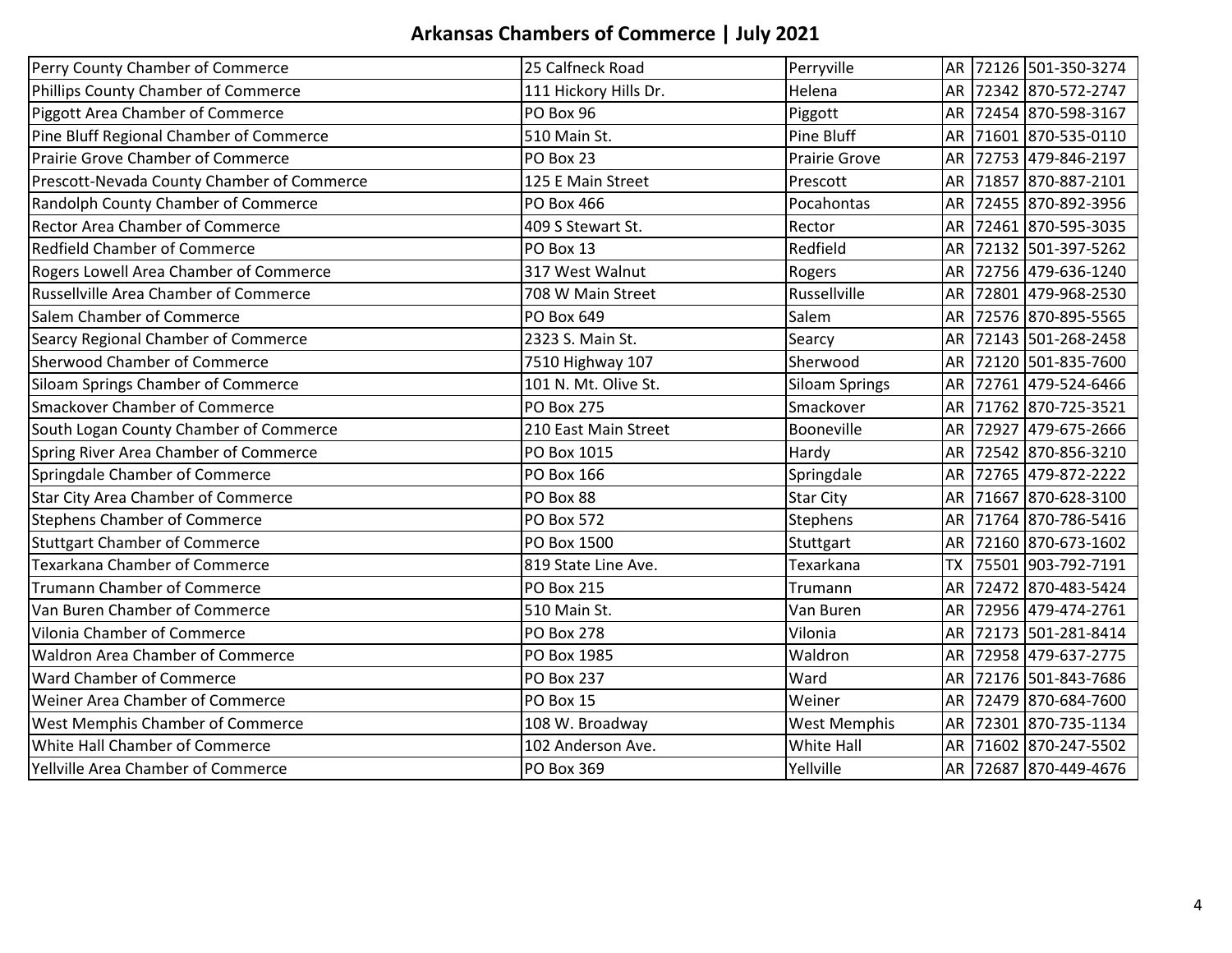# Arkansas Chambers of Commerce | July 2021

| | | | | | |
|---|---|---|---|---|---|
| Perry County Chamber of Commerce | 25 Calfneck Road | Perryville | AR | 72126 | 501-350-3274 |
| Phillips County Chamber of Commerce | 111 Hickory Hills Dr. | Helena | AR | 72342 | 870-572-2747 |
| Piggott Area Chamber of Commerce | PO Box 96 | Piggott | AR | 72454 | 870-598-3167 |
| Pine Bluff Regional Chamber of Commerce | 510 Main St. | Pine Bluff | AR | 71601 | 870-535-0110 |
| Prairie Grove Chamber of Commerce | PO Box 23 | Prairie Grove | AR | 72753 | 479-846-2197 |
| Prescott-Nevada County Chamber of Commerce | 125 E Main Street | Prescott | AR | 71857 | 870-887-2101 |
| Randolph County Chamber of Commerce | PO Box 466 | Pocahontas | AR | 72455 | 870-892-3956 |
| Rector Area Chamber of Commerce | 409 S Stewart St. | Rector | AR | 72461 | 870-595-3035 |
| Redfield Chamber of Commerce | PO Box 13 | Redfield | AR | 72132 | 501-397-5262 |
| Rogers Lowell Area Chamber of Commerce | 317 West Walnut | Rogers | AR | 72756 | 479-636-1240 |
| Russellville Area Chamber of Commerce | 708 W Main Street | Russellville | AR | 72801 | 479-968-2530 |
| Salem Chamber of Commerce | PO Box 649 | Salem | AR | 72576 | 870-895-5565 |
| Searcy Regional Chamber of Commerce | 2323 S. Main St. | Searcy | AR | 72143 | 501-268-2458 |
| Sherwood Chamber of Commerce | 7510 Highway 107 | Sherwood | AR | 72120 | 501-835-7600 |
| Siloam Springs Chamber of Commerce | 101 N. Mt. Olive St. | Siloam Springs | AR | 72761 | 479-524-6466 |
| Smackover Chamber of Commerce | PO Box 275 | Smackover | AR | 71762 | 870-725-3521 |
| South Logan County Chamber of Commerce | 210 East Main Street | Booneville | AR | 72927 | 479-675-2666 |
| Spring River Area Chamber of Commerce | PO Box 1015 | Hardy | AR | 72542 | 870-856-3210 |
| Springdale Chamber of Commerce | PO Box 166 | Springdale | AR | 72765 | 479-872-2222 |
| Star City Area Chamber of Commerce | PO Box 88 | Star City | AR | 71667 | 870-628-3100 |
| Stephens Chamber of Commerce | PO Box 572 | Stephens | AR | 71764 | 870-786-5416 |
| Stuttgart Chamber of Commerce | PO Box 1500 | Stuttgart | AR | 72160 | 870-673-1602 |
| Texarkana Chamber of Commerce | 819 State Line Ave. | Texarkana | TX | 75501 | 903-792-7191 |
| Trumann Chamber of Commerce | PO Box 215 | Trumann | AR | 72472 | 870-483-5424 |
| Van Buren Chamber of Commerce | 510 Main St. | Van Buren | AR | 72956 | 479-474-2761 |
| Vilonia Chamber of Commerce | PO Box 278 | Vilonia | AR | 72173 | 501-281-8414 |
| Waldron Area Chamber of Commerce | PO Box 1985 | Waldron | AR | 72958 | 479-637-2775 |
| Ward Chamber of Commerce | PO Box 237 | Ward | AR | 72176 | 501-843-7686 |
| Weiner Area Chamber of Commerce | PO Box 15 | Weiner | AR | 72479 | 870-684-7600 |
| West Memphis Chamber of Commerce | 108 W. Broadway | West Memphis | AR | 72301 | 870-735-1134 |
| White Hall Chamber of Commerce | 102 Anderson Ave. | White Hall | AR | 71602 | 870-247-5502 |
| Yellville Area Chamber of Commerce | PO Box 369 | Yellville | AR | 72687 | 870-449-4676 |